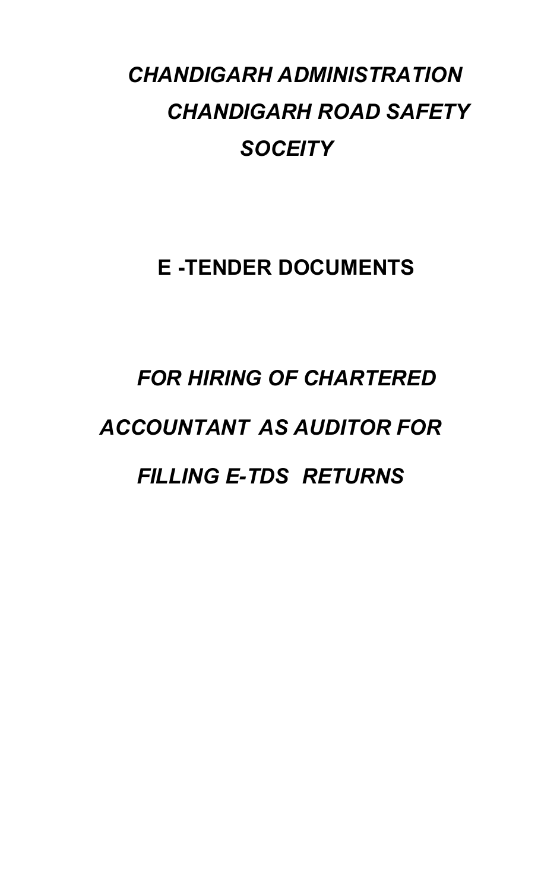# *CHANDIGARH ADMINISTRATION*
# *CHANDIGARH ROAD SAFETY SOCEITY*

## E -TENDER DOCUMENTS

## *FOR HIRING OF CHARTERED ACCOUNTANT AS AUDITOR FOR FILLING E-TDS RETURNS*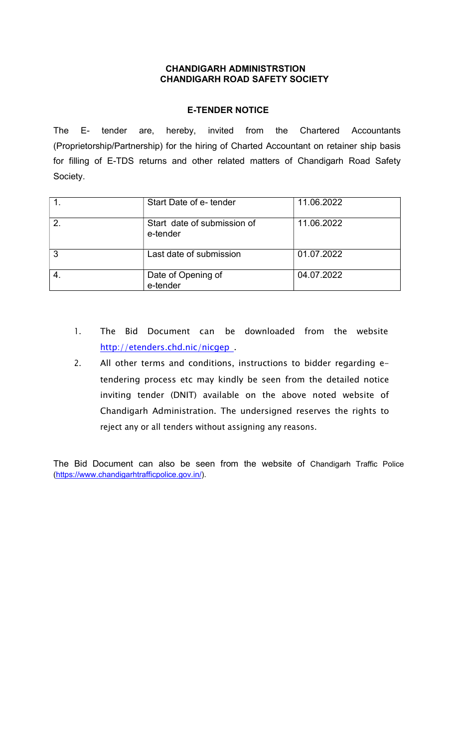**CHANDIGARH ADMINISTRSTION**
**CHANDIGARH ROAD SAFETY SOCIETY**

## E-TENDER NOTICE

The E- tender are, hereby, invited from the Chartered Accountants (Proprietorship/Partnership) for the hiring of Charted Accountant on retainer ship basis for filling of E-TDS returns and other related matters of Chandigarh Road Safety Society.

| | | |
|---|---|---|
| 1. | Start Date of e- tender | 11.06.2022 |
| 2. | Start date of submission of e-tender | 11.06.2022 |
| 3 | Last date of submission | 01.07.2022 |
| 4. | Date of Opening of e-tender | 04.07.2022 |

1. The Bid Document can be downloaded from the website http://etenders.chd.nic/nicgep .
2. All other terms and conditions, instructions to bidder regarding e-tendering process etc may kindly be seen from the detailed notice inviting tender (DNIT) available on the above noted website of Chandigarh Administration. The undersigned reserves the rights to reject any or all tenders without assigning any reasons.

The Bid Document can also be seen from the website of Chandigarh Traffic Police (https://www.chandigarhtrafficpolice.gov.in/).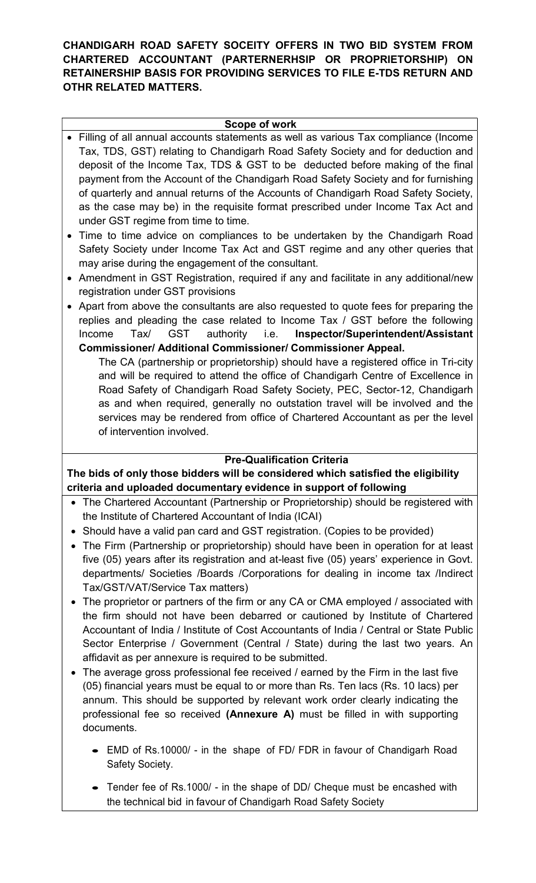**CHANDIGARH ROAD SAFETY SOCEITY OFFERS IN TWO BID SYSTEM FROM CHARTERED ACCOUNTANT (PARTERNERHSIP OR PROPRIETORSHIP) ON RETAINERSHIP BASIS FOR PROVIDING SERVICES TO FILE E-TDS RETURN AND OTHR RELATED MATTERS.**

**Scope of work**

- Filling of all annual accounts statements as well as various Tax compliance (Income Tax, TDS, GST) relating to Chandigarh Road Safety Society and for deduction and deposit of the Income Tax, TDS & GST to be deducted before making of the final payment from the Account of the Chandigarh Road Safety Society and for furnishing of quarterly and annual returns of the Accounts of Chandigarh Road Safety Society, as the case may be) in the requisite format prescribed under Income Tax Act and under GST regime from time to time.
- Time to time advice on compliances to be undertaken by the Chandigarh Road Safety Society under Income Tax Act and GST regime and any other queries that may arise during the engagement of the consultant.
- Amendment in GST Registration, required if any and facilitate in any additional/new registration under GST provisions
- Apart from above the consultants are also requested to quote fees for preparing the replies and pleading the case related to Income Tax / GST before the following Income Tax/ GST authority i.e. **Inspector/Superintendent/Assistant Commissioner/ Additional Commissioner/ Commissioner Appeal.**

  The CA (partnership or proprietorship) should have a registered office in Tri-city and will be required to attend the office of Chandigarh Centre of Excellence in Road Safety of Chandigarh Road Safety Society, PEC, Sector-12, Chandigarh as and when required, generally no outstation travel will be involved and the services may be rendered from office of Chartered Accountant as per the level of intervention involved.

**Pre-Qualification Criteria**

**The bids of only those bidders will be considered which satisfied the eligibility criteria and uploaded documentary evidence in support of following**

- The Chartered Accountant (Partnership or Proprietorship) should be registered with the Institute of Chartered Accountant of India (ICAI)
- Should have a valid pan card and GST registration. (Copies to be provided)
- The Firm (Partnership or proprietorship) should have been in operation for at least five (05) years after its registration and at-least five (05) years' experience in Govt. departments/ Societies /Boards /Corporations for dealing in income tax /Indirect Tax/GST/VAT/Service Tax matters)
- The proprietor or partners of the firm or any CA or CMA employed / associated with the firm should not have been debarred or cautioned by Institute of Chartered Accountant of India / Institute of Cost Accountants of India / Central or State Public Sector Enterprise / Government (Central / State) during the last two years. An affidavit as per annexure is required to be submitted.
- The average gross professional fee received / earned by the Firm in the last five (05) financial years must be equal to or more than Rs. Ten lacs (Rs. 10 lacs) per annum. This should be supported by relevant work order clearly indicating the professional fee so received **(Annexure A)** must be filled in with supporting documents.
  - EMD of Rs.10000/ - in the shape of FD/ FDR in favour of Chandigarh Road Safety Society.
  - Tender fee of Rs.1000/ - in the shape of DD/ Cheque must be encashed with the technical bid in favour of Chandigarh Road Safety Society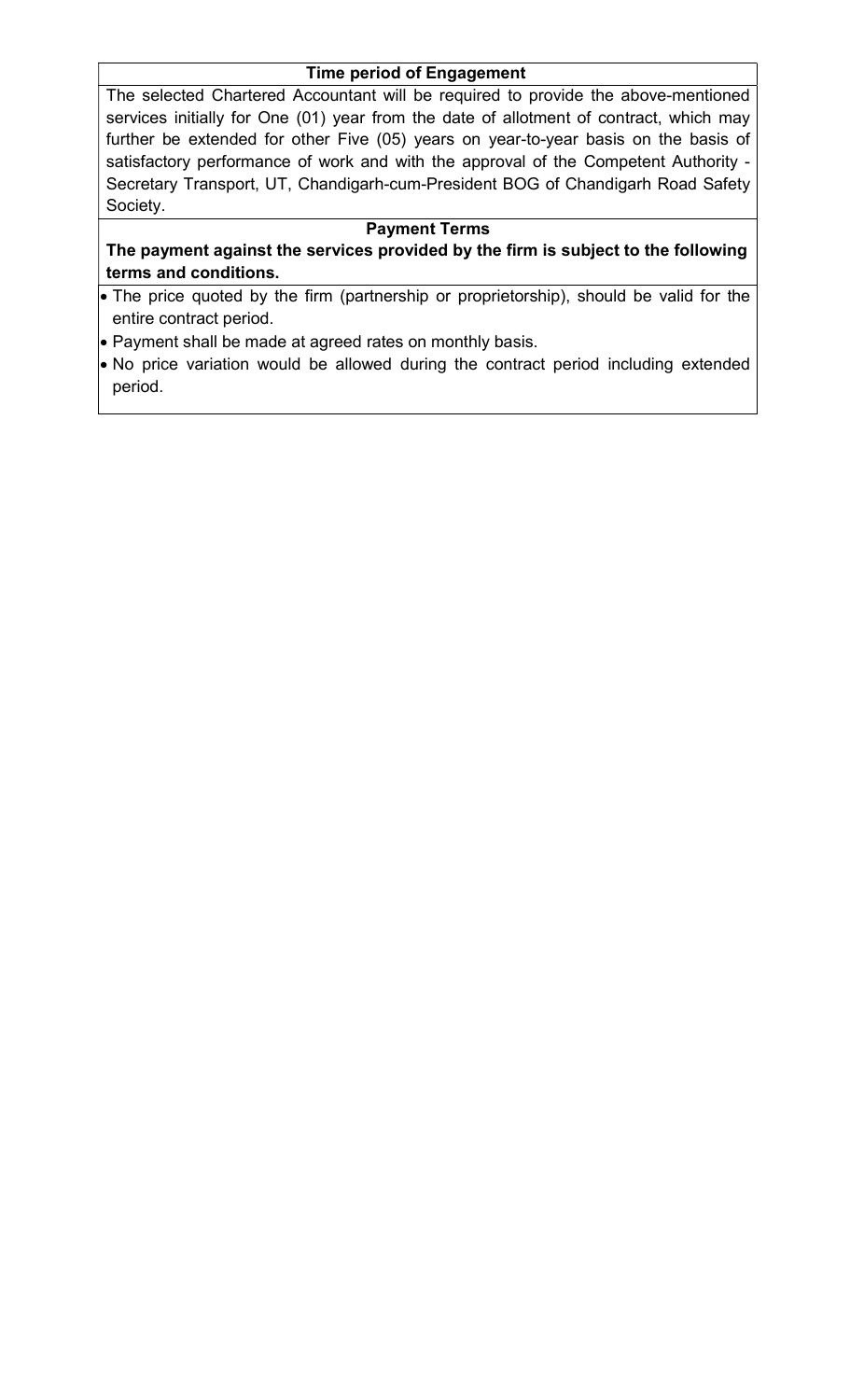### Time period of Engagement

The selected Chartered Accountant will be required to provide the above-mentioned services initially for One (01) year from the date of allotment of contract, which may further be extended for other Five (05) years on year-to-year basis on the basis of satisfactory performance of work and with the approval of the Competent Authority - Secretary Transport, UT, Chandigarh-cum-President BOG of Chandigarh Road Safety Society.

### Payment Terms

**The payment against the services provided by the firm is subject to the following terms and conditions.**

- The price quoted by the firm (partnership or proprietorship), should be valid for the entire contract period.
- Payment shall be made at agreed rates on monthly basis.
- No price variation would be allowed during the contract period including extended period.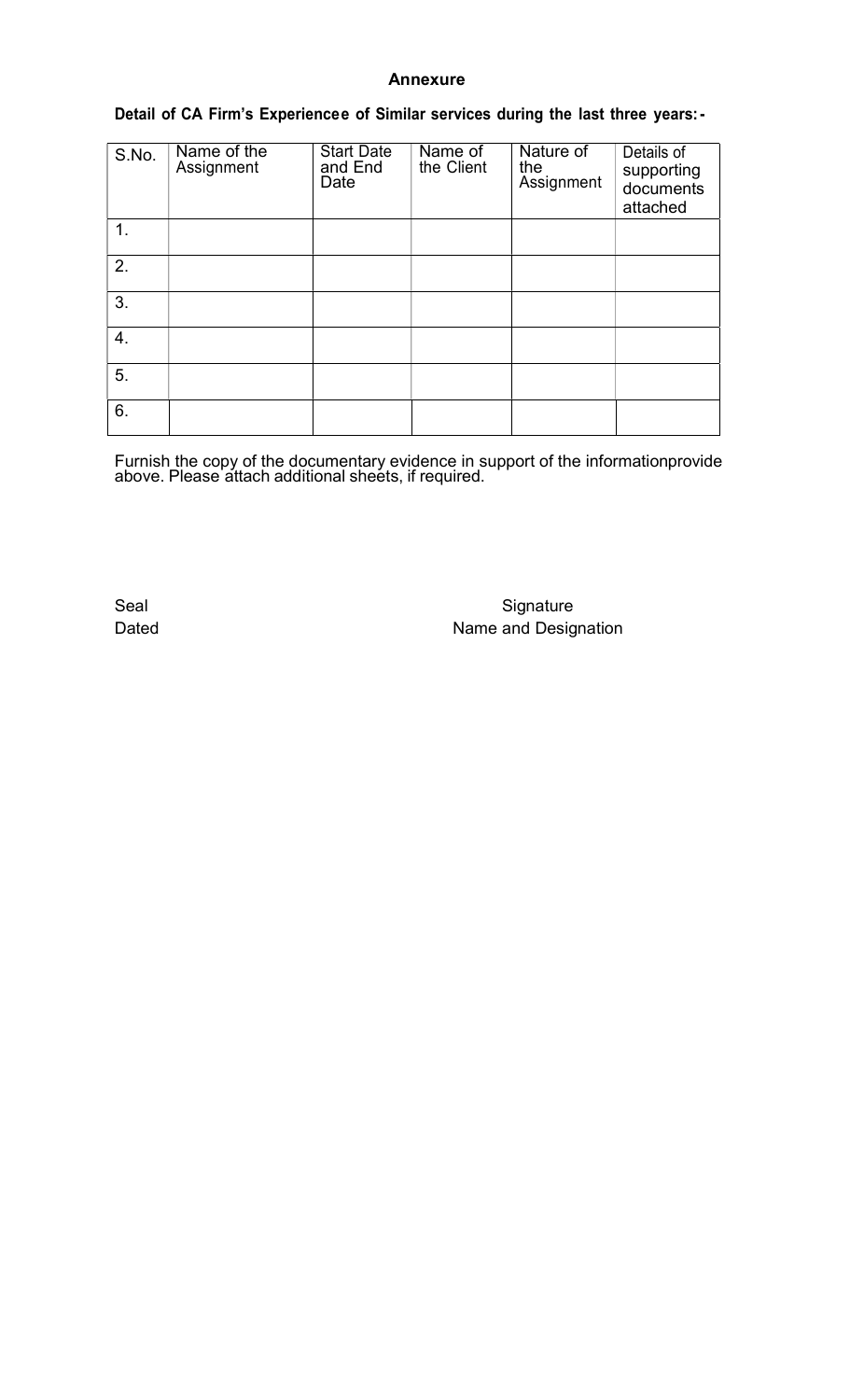**Annexure**

**Detail of CA Firm's Experiencee of Similar services during the last three years:-**

| S.No. | Name of the Assignment | Start Date and End Date | Name of the Client | Nature of the Assignment | Details of supporting documents attached |
|---|---|---|---|---|---|
| 1. | | | | | |
| 2. | | | | | |
| 3. | | | | | |
| 4. | | | | | |
| 5. | | | | | |
| 6. | | | | | |

Furnish the copy of the documentary evidence in support of the informationprovide above. Please attach additional sheets, if required.

Seal

Dated

Signature

Name and Designation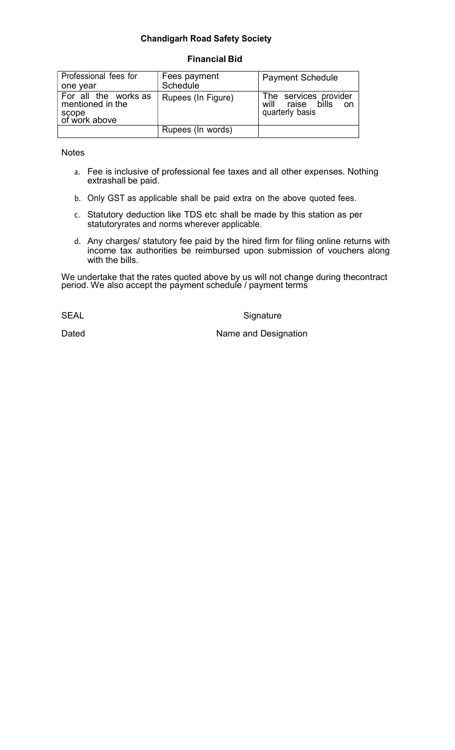**Chandigarh Road Safety Society**

**Financial Bid**

| Professional fees for one year | Fees payment Schedule | Payment Schedule |
|---|---|---|
| For all the works as mentioned in the scope of work above | Rupees (In Figure) | The services provider will raise bills on quarterly basis |
| | Rupees (In words) | |

Notes

a. Fee is inclusive of professional fee taxes and all other expenses. Nothing extrashall be paid.

b. Only GST as applicable shall be paid extra on the above quoted fees.

c. Statutory deduction like TDS etc shall be made by this station as per statutoryrates and norms wherever applicable.

d. Any charges/ statutory fee paid by the hired firm for filing online returns with income tax authorities be reimbursed upon submission of vouchers along with the bills.

We undertake that the rates quoted above by us will not change during thecontract period. We also accept the payment schedule / payment terms

SEAL Signature

Dated Name and Designation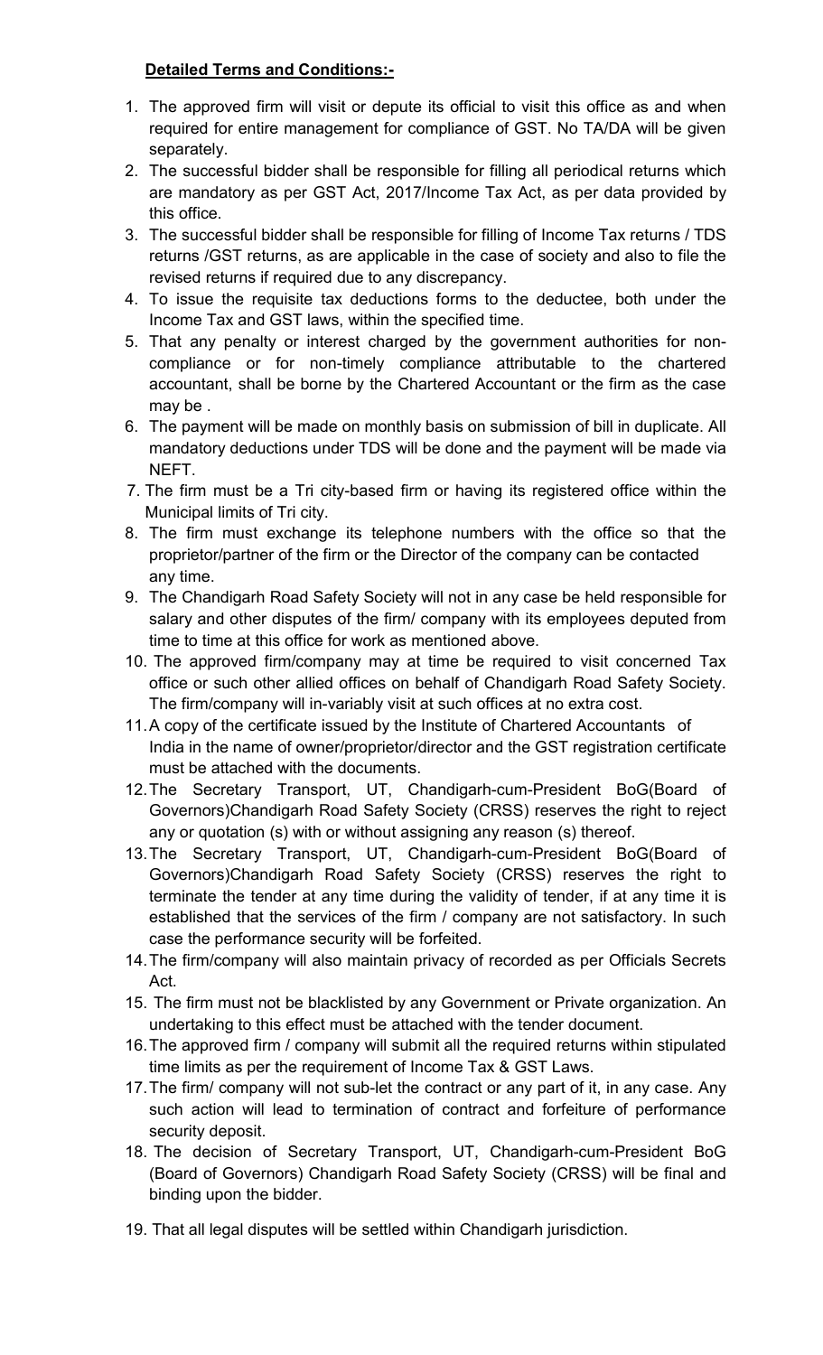**Detailed Terms and Conditions:-**

1. The approved firm will visit or depute its official to visit this office as and when required for entire management for compliance of GST. No TA/DA will be given separately.
2. The successful bidder shall be responsible for filling all periodical returns which are mandatory as per GST Act, 2017/Income Tax Act, as per data provided by this office.
3. The successful bidder shall be responsible for filling of Income Tax returns / TDS returns /GST returns, as are applicable in the case of society and also to file the revised returns if required due to any discrepancy.
4. To issue the requisite tax deductions forms to the deductee, both under the Income Tax and GST laws, within the specified time.
5. That any penalty or interest charged by the government authorities for non-compliance or for non-timely compliance attributable to the chartered accountant, shall be borne by the Chartered Accountant or the firm as the case may be .
6. The payment will be made on monthly basis on submission of bill in duplicate. All mandatory deductions under TDS will be done and the payment will be made via NEFT.
7. The firm must be a Tri city-based firm or having its registered office within the Municipal limits of Tri city.
8. The firm must exchange its telephone numbers with the office so that the proprietor/partner of the firm or the Director of the company can be contacted any time.
9. The Chandigarh Road Safety Society will not in any case be held responsible for salary and other disputes of the firm/ company with its employees deputed from time to time at this office for work as mentioned above.
10. The approved firm/company may at time be required to visit concerned Tax office or such other allied offices on behalf of Chandigarh Road Safety Society. The firm/company will in-variably visit at such offices at no extra cost.
11. A copy of the certificate issued by the Institute of Chartered Accountants of India in the name of owner/proprietor/director and the GST registration certificate must be attached with the documents.
12. The Secretary Transport, UT, Chandigarh-cum-President BoG(Board of Governors)Chandigarh Road Safety Society (CRSS) reserves the right to reject any or quotation (s) with or without assigning any reason (s) thereof.
13. The Secretary Transport, UT, Chandigarh-cum-President BoG(Board of Governors)Chandigarh Road Safety Society (CRSS) reserves the right to terminate the tender at any time during the validity of tender, if at any time it is established that the services of the firm / company are not satisfactory. In such case the performance security will be forfeited.
14. The firm/company will also maintain privacy of recorded as per Officials Secrets Act.
15. The firm must not be blacklisted by any Government or Private organization. An undertaking to this effect must be attached with the tender document.
16. The approved firm / company will submit all the required returns within stipulated time limits as per the requirement of Income Tax & GST Laws.
17. The firm/ company will not sub-let the contract or any part of it, in any case. Any such action will lead to termination of contract and forfeiture of performance security deposit.
18. The decision of Secretary Transport, UT, Chandigarh-cum-President BoG (Board of Governors) Chandigarh Road Safety Society (CRSS) will be final and binding upon the bidder.
19. That all legal disputes will be settled within Chandigarh jurisdiction.